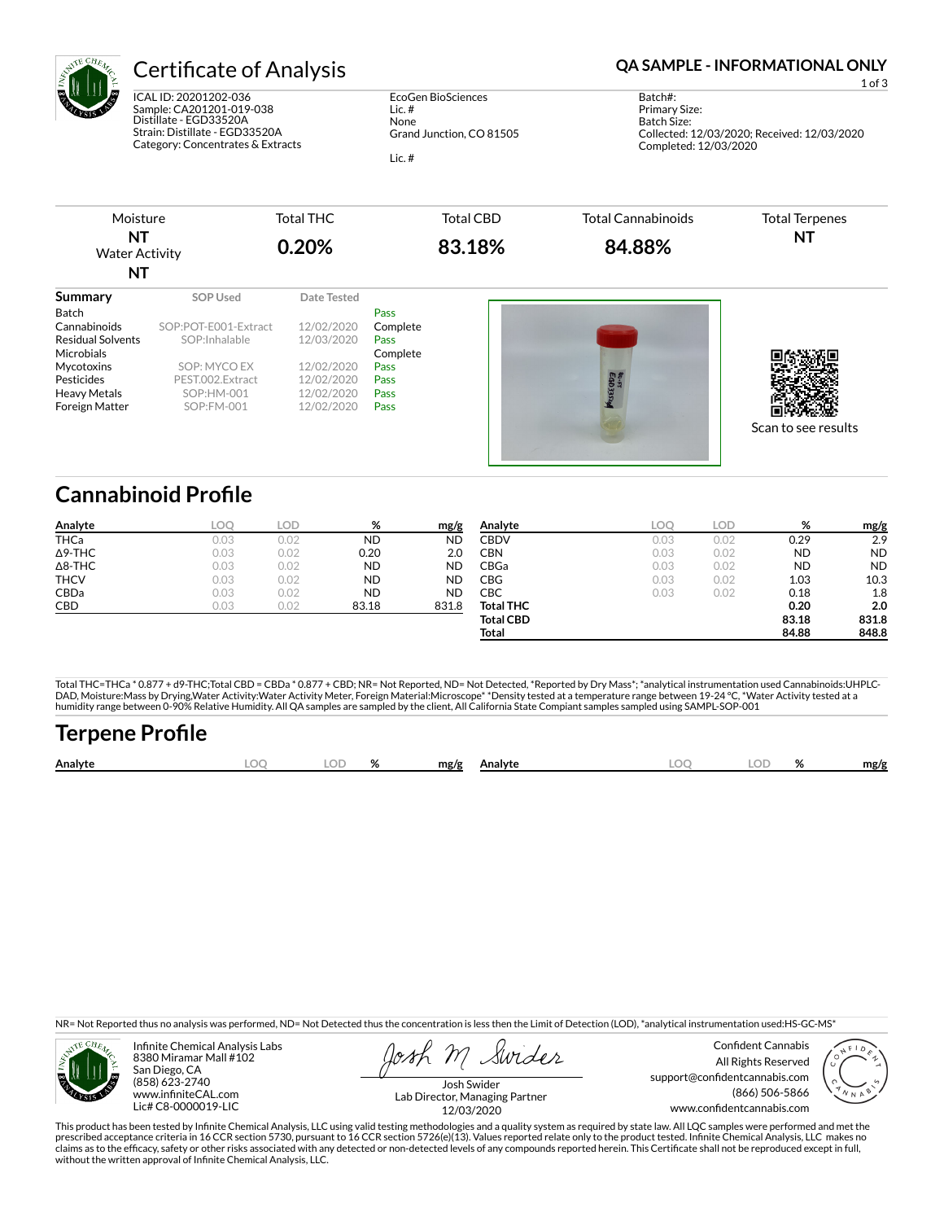# Certificate of Analysis

**QA SAMPLE - INFORMATIONAL ONLY**

ICAL ID: 20201202-036
Sample: CA201201-019-038
Distillate - EGD33520A
Strain: Distillate - EGD33520A
Category: Concentrates & Extracts

EcoGen BioSciences
Lic. #
None
Grand Junction, CO 81505

Lic. #

Batch#:
Primary Size:
Batch Size:
Collected: 12/03/2020; Received: 12/03/2020
Completed: 12/03/2020

| Moisture | Total THC | Total CBD | Total Cannabinoids | Total Terpenes |
|---|---|---|---|---|
| NT | 0.20% | 83.18% | 84.88% | NT |
| Water Activity NT | | | | |

| Summary | SOP Used | Date Tested | |
|---|---|---|---|
| Batch | | | Pass |
| Cannabinoids | SOP:POT-E001-Extract | 12/02/2020 | Complete |
| Residual Solvents | SOP:Inhalable | 12/03/2020 | Pass |
| Microbials | | | Complete |
| Mycotoxins | SOP: MYCO EX | 12/02/2020 | Pass |
| Pesticides | PEST.002.Extract | 12/02/2020 | Pass |
| Heavy Metals | SOP:HM-001 | 12/02/2020 | Pass |
| Foreign Matter | SOP:FM-001 | 12/02/2020 | Pass |

Scan to see results

## Cannabinoid Profile

| Analyte | LOQ | LOD | % | mg/g |
|---|---|---|---|---|
| THCa | 0.03 | 0.02 | ND | ND |
| Δ9-THC | 0.03 | 0.02 | 0.20 | 2.0 |
| Δ8-THC | 0.03 | 0.02 | ND | ND |
| THCV | 0.03 | 0.02 | ND | ND |
| CBDa | 0.03 | 0.02 | ND | ND |
| CBD | 0.03 | 0.02 | 83.18 | 831.8 |
| CBDV | 0.03 | 0.02 | 0.29 | 2.9 |
| CBN | 0.03 | 0.02 | ND | ND |
| CBGa | 0.03 | 0.02 | ND | ND |
| CBG | 0.03 | 0.02 | 1.03 | 10.3 |
| CBC | 0.03 | 0.02 | 0.18 | 1.8 |
| **Total THC** | | | **0.20** | **2.0** |
| **Total CBD** | | | **83.18** | **831.8** |
| **Total** | | | **84.88** | **848.8** |

Total THC=THCa * 0.877 + d9-THC;Total CBD = CBDa * 0.877 + CBD; NR= Not Reported, ND= Not Detected, *Reported by Dry Mass*; *analytical instrumentation used Cannabinoids:UHPLC-DAD, Moisture:Mass by Drying,Water Activity:Water Activity Meter, Foreign Material:Microscope* *Density tested at a temperature range between 19-24 °C, *Water Activity tested at a humidity range between 0-90% Relative Humidity. All QA samples are sampled by the client, All California State Compiant samples sampled using SAMPL-SOP-001

## Terpene Profile

| Analyte | LOQ | LOD | % | mg/g | Analyte | LOQ | LOD | % | mg/g |
|---|---|---|---|---|---|---|---|---|---|

NR= Not Reported thus no analysis was performed, ND= Not Detected thus the concentration is less then the Limit of Detection (LOD), *analytical instrumentation used:HS-GC-MS*

Infinite Chemical Analysis Labs
8380 Miramar Mall #102
San Diego, CA
(858) 623-2740
www.infiniteCAL.com
Lic# C8-0000019-LIC

Josh Swider
Lab Director, Managing Partner
12/03/2020

Confident Cannabis
All Rights Reserved
support@confidentcannabis.com
(866) 506-5866
www.confidentcannabis.com

This product has been tested by Infinite Chemical Analysis, LLC using valid testing methodologies and a quality system as required by state law. All LQC samples were performed and met the prescribed acceptance criteria in 16 CCR section 5730, pursuant to 16 CCR section 5726(e)(13). Values reported relate only to the product tested. Infinite Chemical Analysis, LLC makes no claims as to the efficacy, safety or other risks associated with any detected or non-detected levels of any compounds reported herein. This Certificate shall not be reproduced except in full, without the written approval of Infinite Chemical Analysis, LLC.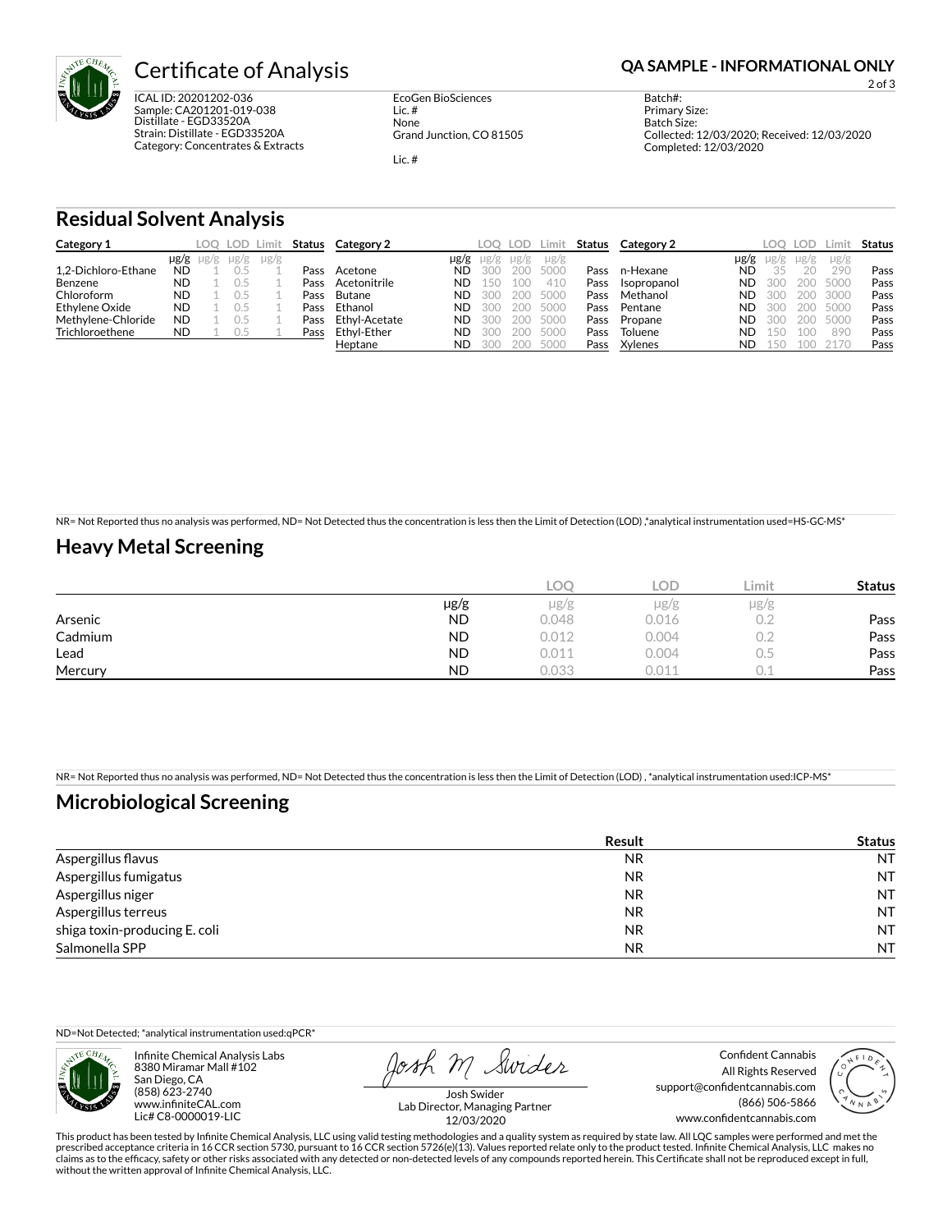# Certificate of Analysis

**QA SAMPLE - INFORMATIONAL ONLY**

ICAL ID: 20201202-036
Sample: CA201201-019-038
Distillate - EGD33520A
Strain: Distillate - EGD33520A
Category: Concentrates & Extracts

EcoGen BioSciences
Lic. #
None
Grand Junction, CO 81505

Lic. #

Batch#:
Primary Size:
Batch Size:
Collected: 12/03/2020; Received: 12/03/2020
Completed: 12/03/2020

## Residual Solvent Analysis

| Category 1 | | LOQ | LOD | Limit | Status | Category 2 | | LOQ | LOD | Limit | Status | Category 2 | | LOQ | LOD | Limit | Status |
|---|---|---|---|---|---|---|---|---|---|---|---|---|---|---|---|---|---|
| | μg/g | μg/g | μg/g | μg/g | | | μg/g | μg/g | μg/g | μg/g | | | μg/g | μg/g | μg/g | μg/g | |
| 1,2-Dichloro-Ethane | ND | 1 | 0.5 | 1 | Pass | Acetone | ND | 300 | 200 | 5000 | Pass | n-Hexane | ND | 35 | 20 | 290 | Pass |
| Benzene | ND | 1 | 0.5 | 1 | Pass | Acetonitrile | ND | 150 | 100 | 410 | Pass | Isopropanol | ND | 300 | 200 | 5000 | Pass |
| Chloroform | ND | 1 | 0.5 | 1 | Pass | Butane | ND | 300 | 200 | 5000 | Pass | Methanol | ND | 300 | 200 | 3000 | Pass |
| Ethylene Oxide | ND | 1 | 0.5 | 1 | Pass | Ethanol | ND | 300 | 200 | 5000 | Pass | Pentane | ND | 300 | 200 | 5000 | Pass |
| Methylene-Chloride | ND | 1 | 0.5 | 1 | Pass | Ethyl-Acetate | ND | 300 | 200 | 5000 | Pass | Propane | ND | 300 | 200 | 5000 | Pass |
| Trichloroethene | ND | 1 | 0.5 | 1 | Pass | Ethyl-Ether | ND | 300 | 200 | 5000 | Pass | Toluene | ND | 150 | 100 | 890 | Pass |
| | | | | | | Heptane | ND | 300 | 200 | 5000 | Pass | Xylenes | ND | 150 | 100 | 2170 | Pass |

NR= Not Reported thus no analysis was performed, ND= Not Detected thus the concentration is less then the Limit of Detection (LOD) ,*analytical instrumentation used=HS-GC-MS*

## Heavy Metal Screening

| | | LOQ | LOD | Limit | Status |
|---|---|---|---|---|---|
| | μg/g | μg/g | μg/g | μg/g | |
| Arsenic | ND | 0.048 | 0.016 | 0.2 | Pass |
| Cadmium | ND | 0.012 | 0.004 | 0.2 | Pass |
| Lead | ND | 0.011 | 0.004 | 0.5 | Pass |
| Mercury | ND | 0.033 | 0.011 | 0.1 | Pass |

NR= Not Reported thus no analysis was performed, ND= Not Detected thus the concentration is less then the Limit of Detection (LOD) , *analytical instrumentation used:ICP-MS*

## Microbiological Screening

| | Result | Status |
|---|---|---|
| Aspergillus flavus | NR | NT |
| Aspergillus fumigatus | NR | NT |
| Aspergillus niger | NR | NT |
| Aspergillus terreus | NR | NT |
| shiga toxin-producing E. coli | NR | NT |
| Salmonella SPP | NR | NT |

ND=Not Detected; *analytical instrumentation used:qPCR*

Infinite Chemical Analysis Labs
8380 Miramar Mall #102
San Diego, CA
(858) 623-2740
www.infiniteCAL.com
Lic# C8-0000019-LIC

Josh Swider
Lab Director, Managing Partner
12/03/2020

Confident Cannabis
All Rights Reserved
support@confidentcannabis.com
(866) 506-5866
www.confidentcannabis.com

This product has been tested by Infinite Chemical Analysis, LLC using valid testing methodologies and a quality system as required by state law. All LQC samples were performed and met the prescribed acceptance criteria in 16 CCR section 5730, pursuant to 16 CCR section 5726(e)(13). Values reported relate only to the product tested. Infinite Chemical Analysis, LLC makes no claims as to the efficacy, safety or other risks associated with any detected or non-detected levels of any compounds reported herein. This Certificate shall not be reproduced except in full, without the written approval of Infinite Chemical Analysis, LLC.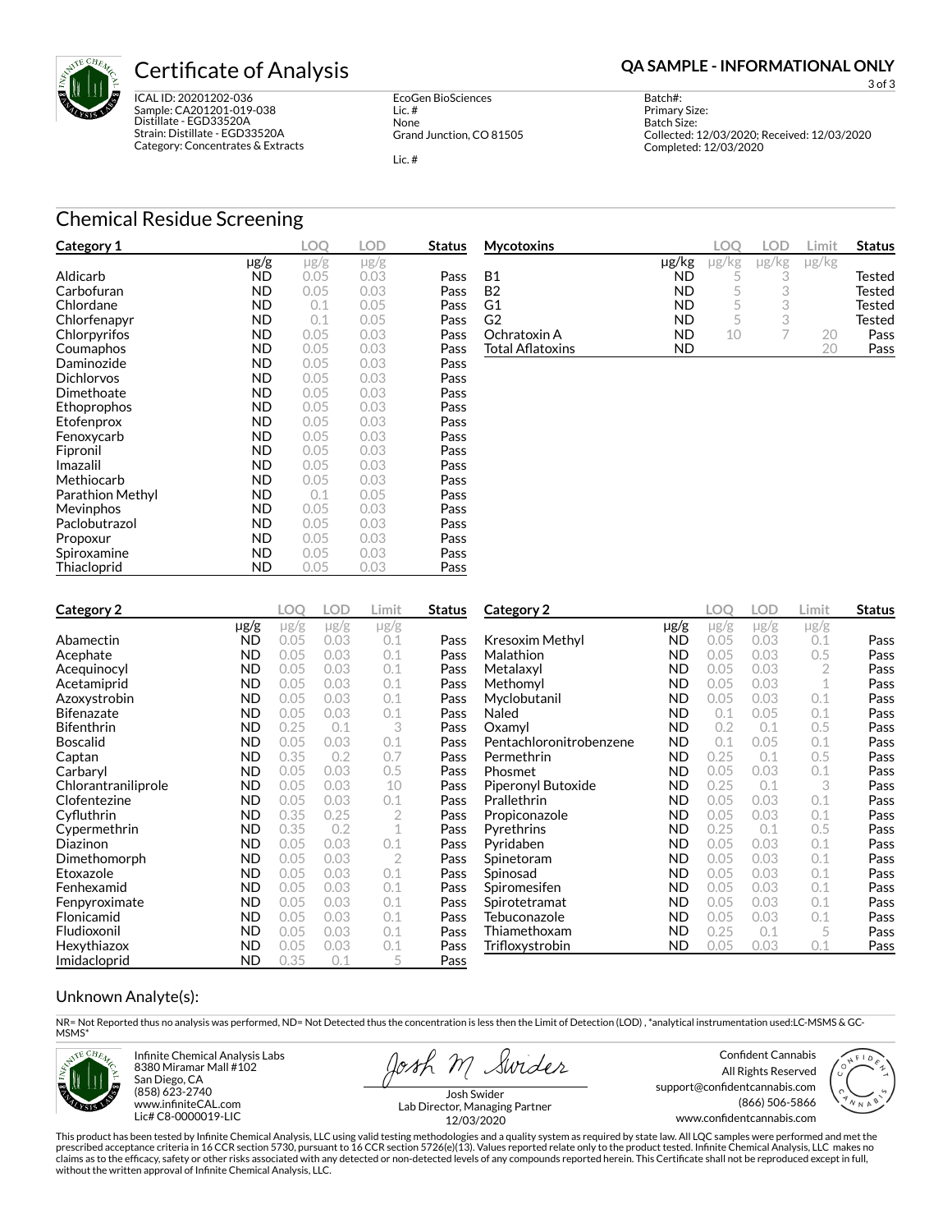# Certificate of Analysis

**QA SAMPLE - INFORMATIONAL ONLY**

ICAL ID: 20201202-036
Sample: CA201201-019-038
Distillate - EGD33520A
Strain: Distillate - EGD33520A
Category: Concentrates & Extracts

EcoGen BioSciences
Lic. #
None
Grand Junction, CO 81505

Lic. #

Batch#:
Primary Size:
Batch Size:
Collected: 12/03/2020; Received: 12/03/2020
Completed: 12/03/2020

## Chemical Residue Screening

| Category 1 | μg/g | LOQ μg/g | LOD μg/g | Status |
|---|---|---|---|---|
| Aldicarb | ND | 0.05 | 0.03 | Pass |
| Carbofuran | ND | 0.05 | 0.03 | Pass |
| Chlordane | ND | 0.1 | 0.05 | Pass |
| Chlorfenapyr | ND | 0.1 | 0.05 | Pass |
| Chlorpyrifos | ND | 0.05 | 0.03 | Pass |
| Coumaphos | ND | 0.05 | 0.03 | Pass |
| Daminozide | ND | 0.05 | 0.03 | Pass |
| Dichlorvos | ND | 0.05 | 0.03 | Pass |
| Dimethoate | ND | 0.05 | 0.03 | Pass |
| Ethoprophos | ND | 0.05 | 0.03 | Pass |
| Etofenprox | ND | 0.05 | 0.03 | Pass |
| Fenoxycarb | ND | 0.05 | 0.03 | Pass |
| Fipronil | ND | 0.05 | 0.03 | Pass |
| Imazalil | ND | 0.05 | 0.03 | Pass |
| Methiocarb | ND | 0.05 | 0.03 | Pass |
| Parathion Methyl | ND | 0.1 | 0.05 | Pass |
| Mevinphos | ND | 0.05 | 0.03 | Pass |
| Paclobutrazol | ND | 0.05 | 0.03 | Pass |
| Propoxur | ND | 0.05 | 0.03 | Pass |
| Spiroxamine | ND | 0.05 | 0.03 | Pass |
| Thiacloprid | ND | 0.05 | 0.03 | Pass |

| Mycotoxins | μg/kg | LOQ μg/kg | LOD μg/kg | Limit μg/kg | Status |
|---|---|---|---|---|---|
| B1 | ND | 5 | 3 | | Tested |
| B2 | ND | 5 | 3 | | Tested |
| G1 | ND | 5 | 3 | | Tested |
| G2 | ND | 5 | 3 | | Tested |
| Ochratoxin A | ND | 10 | 7 | 20 | Pass |
| Total Aflatoxins | ND | | | 20 | Pass |

| Category 2 | μg/g | LOQ μg/g | LOD μg/g | Limit μg/g | Status |
|---|---|---|---|---|---|
| Abamectin | ND | 0.05 | 0.03 | 0.1 | Pass |
| Acephate | ND | 0.05 | 0.03 | 0.1 | Pass |
| Acequinocyl | ND | 0.05 | 0.03 | 0.1 | Pass |
| Acetamiprid | ND | 0.05 | 0.03 | 0.1 | Pass |
| Azoxystrobin | ND | 0.05 | 0.03 | 0.1 | Pass |
| Bifenazate | ND | 0.05 | 0.03 | 0.1 | Pass |
| Bifenthrin | ND | 0.25 | 0.1 | 3 | Pass |
| Boscalid | ND | 0.05 | 0.03 | 0.1 | Pass |
| Captan | ND | 0.35 | 0.2 | 0.7 | Pass |
| Carbaryl | ND | 0.05 | 0.03 | 0.5 | Pass |
| Chlorantraniliprole | ND | 0.05 | 0.03 | 10 | Pass |
| Clofentezine | ND | 0.05 | 0.03 | 0.1 | Pass |
| Cyfluthrin | ND | 0.35 | 0.25 | 2 | Pass |
| Cypermethrin | ND | 0.35 | 0.2 | 1 | Pass |
| Diazinon | ND | 0.05 | 0.03 | 0.1 | Pass |
| Dimethomorph | ND | 0.05 | 0.03 | 2 | Pass |
| Etoxazole | ND | 0.05 | 0.03 | 0.1 | Pass |
| Fenhexamid | ND | 0.05 | 0.03 | 0.1 | Pass |
| Fenpyroximate | ND | 0.05 | 0.03 | 0.1 | Pass |
| Flonicamid | ND | 0.05 | 0.03 | 0.1 | Pass |
| Fludioxonil | ND | 0.05 | 0.03 | 0.1 | Pass |
| Hexythiazox | ND | 0.05 | 0.03 | 0.1 | Pass |
| Imidacloprid | ND | 0.35 | 0.1 | 5 | Pass |
| Kresoxim Methyl | ND | 0.05 | 0.03 | 0.1 | Pass |
| Malathion | ND | 0.05 | 0.03 | 0.5 | Pass |
| Metalaxyl | ND | 0.05 | 0.03 | 2 | Pass |
| Methomyl | ND | 0.05 | 0.03 | 1 | Pass |
| Myclobutanil | ND | 0.05 | 0.03 | 0.1 | Pass |
| Naled | ND | 0.1 | 0.05 | 0.1 | Pass |
| Oxamyl | ND | 0.2 | 0.1 | 0.5 | Pass |
| Pentachloronitrobenzene | ND | 0.1 | 0.05 | 0.1 | Pass |
| Permethrin | ND | 0.25 | 0.1 | 0.5 | Pass |
| Phosmet | ND | 0.05 | 0.03 | 0.1 | Pass |
| Piperonyl Butoxide | ND | 0.25 | 0.1 | 3 | Pass |
| Prallethrin | ND | 0.05 | 0.03 | 0.1 | Pass |
| Propiconazole | ND | 0.05 | 0.03 | 0.1 | Pass |
| Pyrethrins | ND | 0.25 | 0.1 | 0.5 | Pass |
| Pyridaben | ND | 0.05 | 0.03 | 0.1 | Pass |
| Spinetoram | ND | 0.05 | 0.03 | 0.1 | Pass |
| Spinosad | ND | 0.05 | 0.03 | 0.1 | Pass |
| Spiromesifen | ND | 0.05 | 0.03 | 0.1 | Pass |
| Spirotetramat | ND | 0.05 | 0.03 | 0.1 | Pass |
| Tebuconazole | ND | 0.05 | 0.03 | 0.1 | Pass |
| Thiamethoxam | ND | 0.25 | 0.1 | 5 | Pass |
| Trifloxystrobin | ND | 0.05 | 0.03 | 0.1 | Pass |

Unknown Analyte(s):

NR= Not Reported thus no analysis was performed, ND= Not Detected thus the concentration is less then the Limit of Detection (LOD) , *analytical instrumentation used:LC-MSMS & GC-MSMS*

Infinite Chemical Analysis Labs
8380 Miramar Mall #102
San Diego, CA
(858) 623-2740
www.infiniteCAL.com
Lic# C8-0000019-LIC

Josh Swider
Lab Director, Managing Partner
12/03/2020

Confident Cannabis
All Rights Reserved
support@confidentcannabis.com
(866) 506-5866
www.confidentcannabis.com

This product has been tested by Infinite Chemical Analysis, LLC using valid testing methodologies and a quality system as required by state law. All LQC samples were performed and met the prescribed acceptance criteria in 16 CCR section 5730, pursuant to 16 CCR section 5726(e)(13). Values reported relate only to the product tested. Infinite Chemical Analysis, LLC makes no claims as to the efficacy, safety or other risks associated with any detected or non-detected levels of any compounds reported herein. This Certificate shall not be reproduced except in full, without the written approval of Infinite Chemical Analysis, LLC.